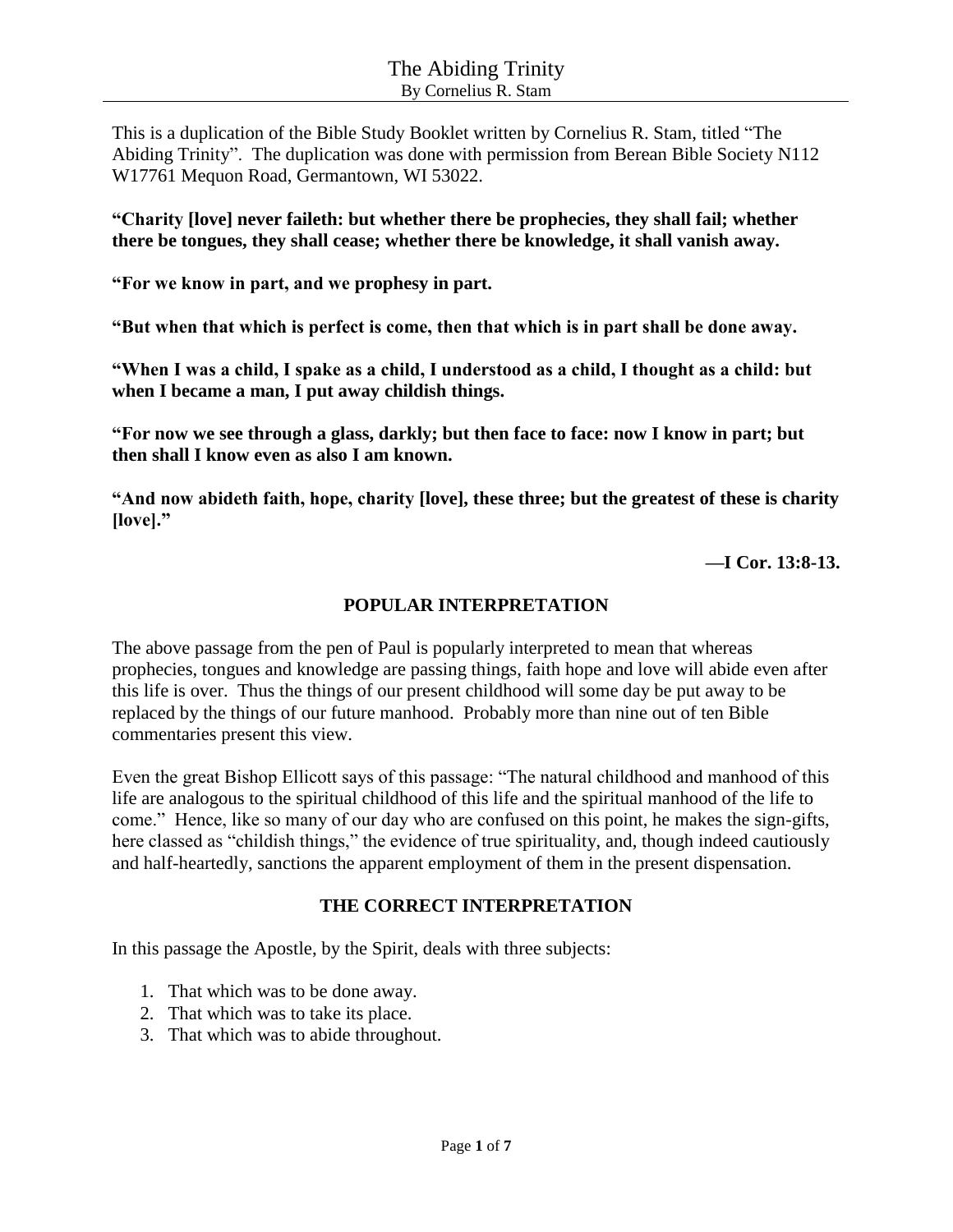# The Abiding Trinity

By Cornelius R. Stam

This is a duplication of the Bible Study Booklet written by Cornelius R. Stam, titled "The Abiding Trinity". The duplication was done with permission from Berean Bible Society N112 W17761 Mequon Road, Germantown, WI 53022.

**"Charity [love] never faileth: but whether there be prophecies, they shall fail; whether there be tongues, they shall cease; whether there be knowledge, it shall vanish away.**

**"For we know in part, and we prophesy in part.**

**"But when that which is perfect is come, then that which is in part shall be done away.**

**"When I was a child, I spake as a child, I understood as a child, I thought as a child: but when I became a man, I put away childish things.**

**"For now we see through a glass, darkly; but then face to face: now I know in part; but then shall I know even as also I am known.**

**"And now abideth faith, hope, charity [love], these three; but the greatest of these is charity [love]."**

**—I Cor. 13:8-13.**

## POPULAR INTERPRETATION

The above passage from the pen of Paul is popularly interpreted to mean that whereas prophecies, tongues and knowledge are passing things, faith hope and love will abide even after this life is over. Thus the things of our present childhood will some day be put away to be replaced by the things of our future manhood. Probably more than nine out of ten Bible commentaries present this view.

Even the great Bishop Ellicott says of this passage: "The natural childhood and manhood of this life are analogous to the spiritual childhood of this life and the spiritual manhood of the life to come." Hence, like so many of our day who are confused on this point, he makes the sign-gifts, here classed as "childish things," the evidence of true spirituality, and, though indeed cautiously and half-heartedly, sanctions the apparent employment of them in the present dispensation.

## THE CORRECT INTERPRETATION

In this passage the Apostle, by the Spirit, deals with three subjects:

1. That which was to be done away.
2. That which was to take its place.
3. That which was to abide throughout.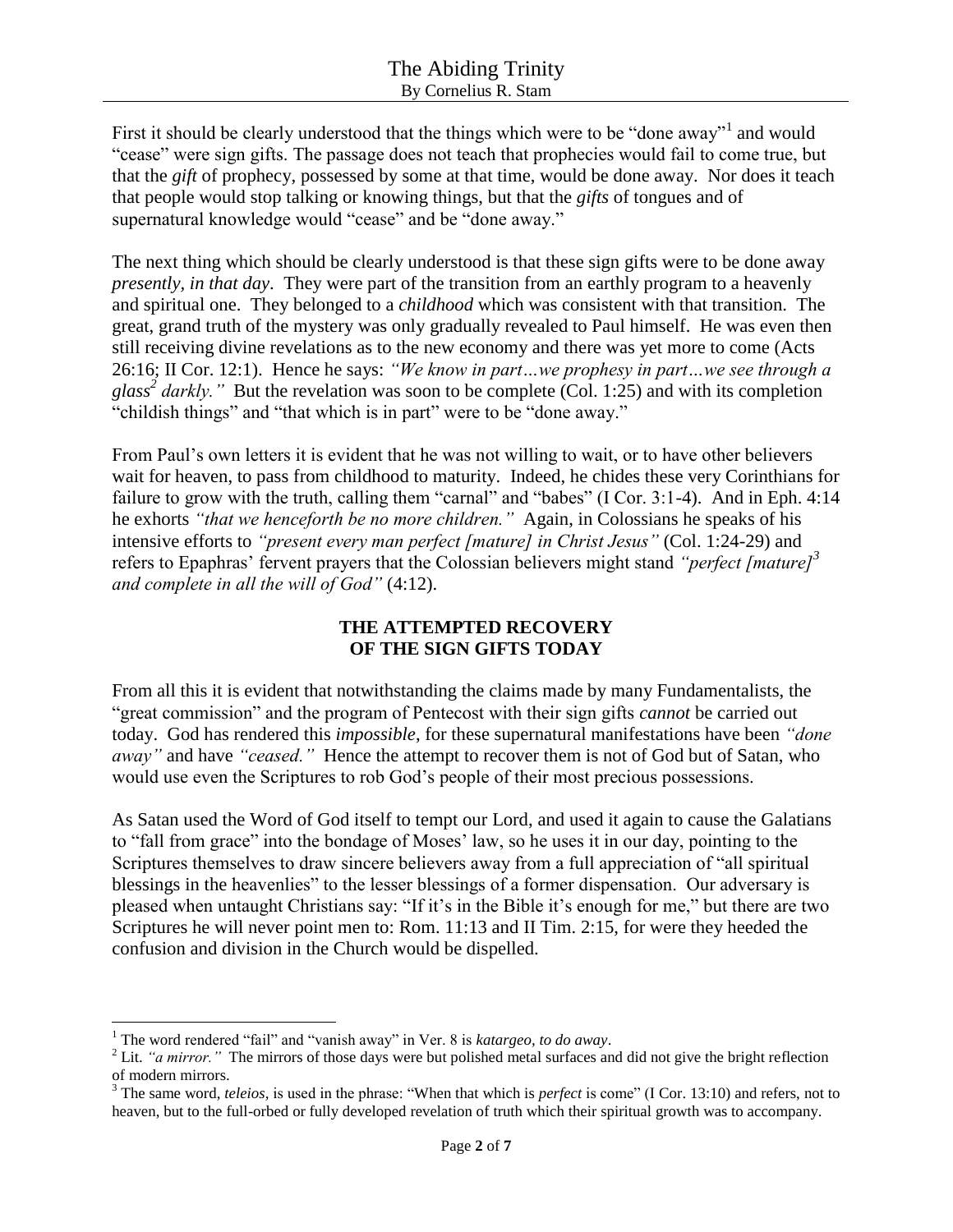First it should be clearly understood that the things which were to be "done away"[1] and would "cease" were sign gifts. The passage does not teach that prophecies would fail to come true, but that the *gift* of prophecy, possessed by some at that time, would be done away. Nor does it teach that people would stop talking or knowing things, but that the *gifts* of tongues and of supernatural knowledge would "cease" and be "done away."

The next thing which should be clearly understood is that these sign gifts were to be done away *presently, in that day*. They were part of the transition from an earthly program to a heavenly and spiritual one. They belonged to a *childhood* which was consistent with that transition. The great, grand truth of the mystery was only gradually revealed to Paul himself. He was even then still receiving divine revelations as to the new economy and there was yet more to come (Acts 26:16; II Cor. 12:1). Hence he says: *"We know in part…we prophesy in part…we see through a glass*[2] *darkly."* But the revelation was soon to be complete (Col. 1:25) and with its completion "childish things" and "that which is in part" were to be "done away."

From Paul's own letters it is evident that he was not willing to wait, or to have other believers wait for heaven, to pass from childhood to maturity. Indeed, he chides these very Corinthians for failure to grow with the truth, calling them "carnal" and "babes" (I Cor. 3:1-4). And in Eph. 4:14 he exhorts *"that we henceforth be no more children."* Again, in Colossians he speaks of his intensive efforts to *"present every man perfect [mature] in Christ Jesus"* (Col. 1:24-29) and refers to Epaphras' fervent prayers that the Colossian believers might stand *"perfect [mature]*[3] *and complete in all the will of God"* (4:12).

### THE ATTEMPTED RECOVERY OF THE SIGN GIFTS TODAY

From all this it is evident that notwithstanding the claims made by many Fundamentalists, the "great commission" and the program of Pentecost with their sign gifts *cannot* be carried out today. God has rendered this *impossible*, for these supernatural manifestations have been *"done away"* and have *"ceased."* Hence the attempt to recover them is not of God but of Satan, who would use even the Scriptures to rob God's people of their most precious possessions.

As Satan used the Word of God itself to tempt our Lord, and used it again to cause the Galatians to "fall from grace" into the bondage of Moses' law, so he uses it in our day, pointing to the Scriptures themselves to draw sincere believers away from a full appreciation of "all spiritual blessings in the heavenlies" to the lesser blessings of a former dispensation. Our adversary is pleased when untaught Christians say: "If it's in the Bible it's enough for me," but there are two Scriptures he will never point men to: Rom. 11:13 and II Tim. 2:15, for were they heeded the confusion and division in the Church would be dispelled.

---

[1] The word rendered "fail" and "vanish away" in Ver. 8 is *katargeo, to do away*.

[2] Lit. *"a mirror."* The mirrors of those days were but polished metal surfaces and did not give the bright reflection of modern mirrors.

[3] The same word, *teleios,* is used in the phrase: "When that which is *perfect* is come" (I Cor. 13:10) and refers, not to heaven, but to the full-orbed or fully developed revelation of truth which their spiritual growth was to accompany.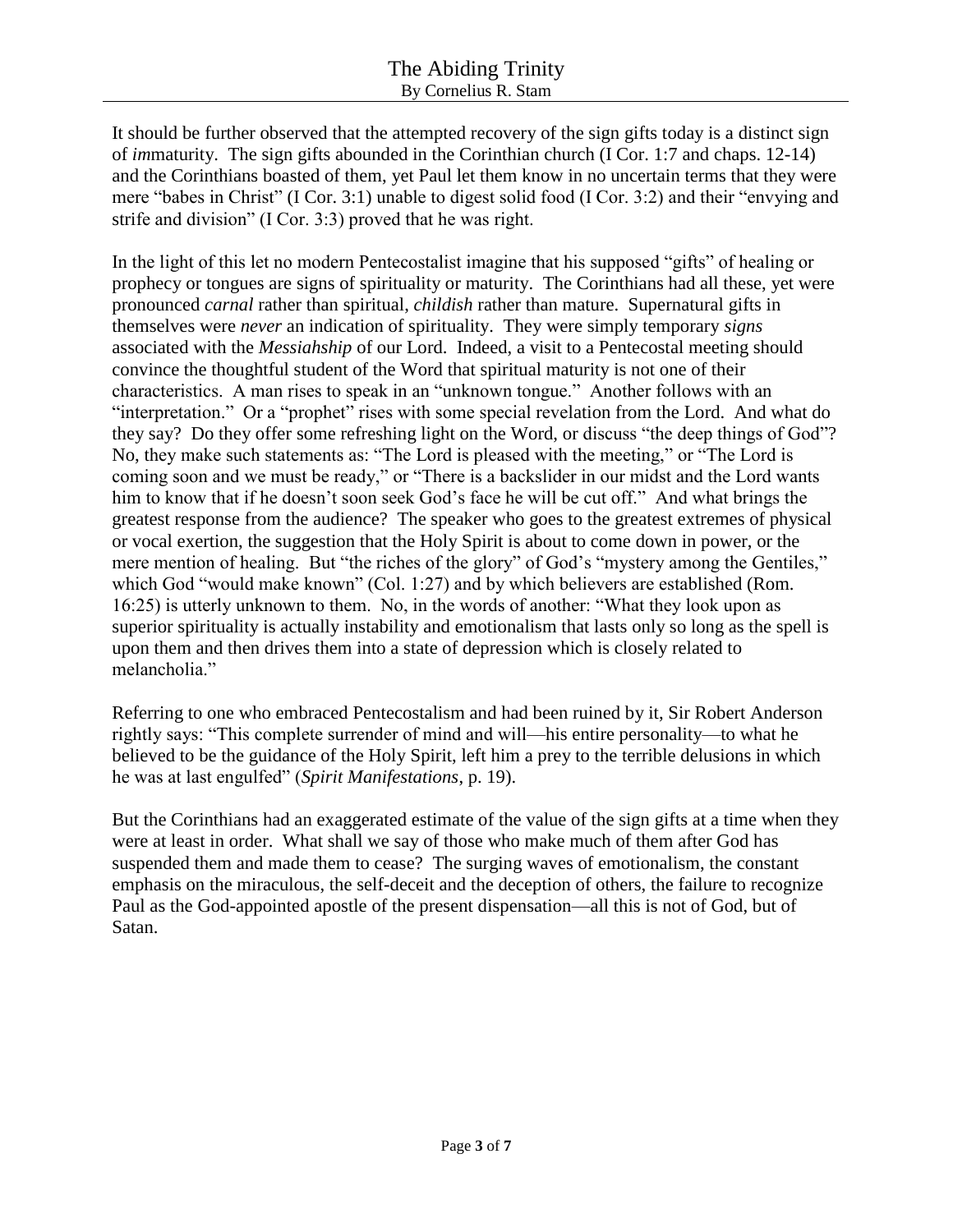It should be further observed that the attempted recovery of the sign gifts today is a distinct sign of *im*maturity. The sign gifts abounded in the Corinthian church (I Cor. 1:7 and chaps. 12-14) and the Corinthians boasted of them, yet Paul let them know in no uncertain terms that they were mere "babes in Christ" (I Cor. 3:1) unable to digest solid food (I Cor. 3:2) and their "envying and strife and division" (I Cor. 3:3) proved that he was right.

In the light of this let no modern Pentecostalist imagine that his supposed "gifts" of healing or prophecy or tongues are signs of spirituality or maturity. The Corinthians had all these, yet were pronounced *carnal* rather than spiritual, *childish* rather than mature. Supernatural gifts in themselves were *never* an indication of spirituality. They were simply temporary *signs* associated with the *Messiahship* of our Lord. Indeed, a visit to a Pentecostal meeting should convince the thoughtful student of the Word that spiritual maturity is not one of their characteristics. A man rises to speak in an "unknown tongue." Another follows with an "interpretation." Or a "prophet" rises with some special revelation from the Lord. And what do they say? Do they offer some refreshing light on the Word, or discuss "the deep things of God"? No, they make such statements as: "The Lord is pleased with the meeting," or "The Lord is coming soon and we must be ready," or "There is a backslider in our midst and the Lord wants him to know that if he doesn't soon seek God's face he will be cut off." And what brings the greatest response from the audience? The speaker who goes to the greatest extremes of physical or vocal exertion, the suggestion that the Holy Spirit is about to come down in power, or the mere mention of healing. But "the riches of the glory" of God's "mystery among the Gentiles," which God "would make known" (Col. 1:27) and by which believers are established (Rom. 16:25) is utterly unknown to them. No, in the words of another: "What they look upon as superior spirituality is actually instability and emotionalism that lasts only so long as the spell is upon them and then drives them into a state of depression which is closely related to melancholia."

Referring to one who embraced Pentecostalism and had been ruined by it, Sir Robert Anderson rightly says: "This complete surrender of mind and will—his entire personality—to what he believed to be the guidance of the Holy Spirit, left him a prey to the terrible delusions in which he was at last engulfed" (*Spirit Manifestations*, p. 19).

But the Corinthians had an exaggerated estimate of the value of the sign gifts at a time when they were at least in order. What shall we say of those who make much of them after God has suspended them and made them to cease? The surging waves of emotionalism, the constant emphasis on the miraculous, the self-deceit and the deception of others, the failure to recognize Paul as the God-appointed apostle of the present dispensation—all this is not of God, but of Satan.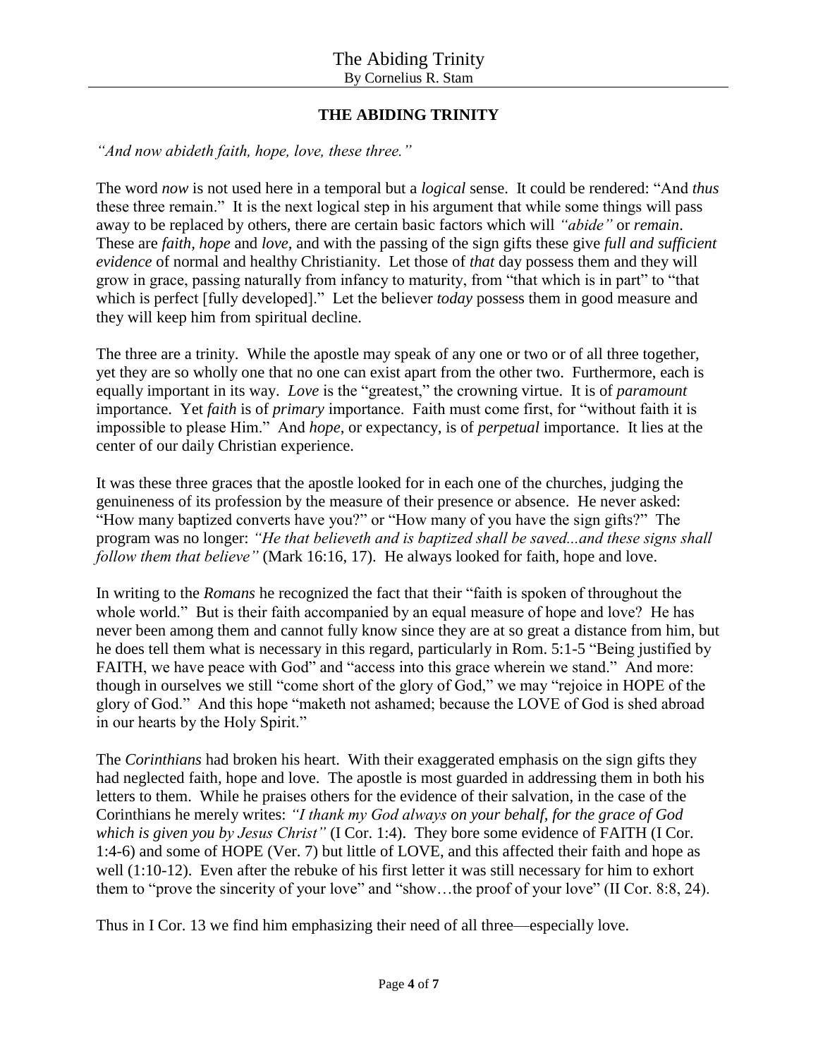## THE ABIDING TRINITY

*"And now abideth faith, hope, love, these three."*

The word *now* is not used here in a temporal but a *logical* sense. It could be rendered: "And *thus* these three remain." It is the next logical step in his argument that while some things will pass away to be replaced by others, there are certain basic factors which will *"abide"* or *remain*. These are *faith*, *hope* and *love*, and with the passing of the sign gifts these give *full and sufficient evidence* of normal and healthy Christianity. Let those of *that* day possess them and they will grow in grace, passing naturally from infancy to maturity, from "that which is in part" to "that which is perfect [fully developed]." Let the believer *today* possess them in good measure and they will keep him from spiritual decline.

The three are a trinity. While the apostle may speak of any one or two or of all three together, yet they are so wholly one that no one can exist apart from the other two. Furthermore, each is equally important in its way. *Love* is the "greatest," the crowning virtue. It is of *paramount* importance. Yet *faith* is of *primary* importance. Faith must come first, for "without faith it is impossible to please Him." And *hope*, or expectancy, is of *perpetual* importance. It lies at the center of our daily Christian experience.

It was these three graces that the apostle looked for in each one of the churches, judging the genuineness of its profession by the measure of their presence or absence. He never asked: "How many baptized converts have you?" or "How many of you have the sign gifts?" The program was no longer: *"He that believeth and is baptized shall be saved...and these signs shall follow them that believe"* (Mark 16:16, 17). He always looked for faith, hope and love.

In writing to the *Romans* he recognized the fact that their "faith is spoken of throughout the whole world." But is their faith accompanied by an equal measure of hope and love? He has never been among them and cannot fully know since they are at so great a distance from him, but he does tell them what is necessary in this regard, particularly in Rom. 5:1-5 "Being justified by FAITH, we have peace with God" and "access into this grace wherein we stand." And more: though in ourselves we still "come short of the glory of God," we may "rejoice in HOPE of the glory of God." And this hope "maketh not ashamed; because the LOVE of God is shed abroad in our hearts by the Holy Spirit."

The *Corinthians* had broken his heart. With their exaggerated emphasis on the sign gifts they had neglected faith, hope and love. The apostle is most guarded in addressing them in both his letters to them. While he praises others for the evidence of their salvation, in the case of the Corinthians he merely writes: *"I thank my God always on your behalf, for the grace of God which is given you by Jesus Christ"* (I Cor. 1:4). They bore some evidence of FAITH (I Cor. 1:4-6) and some of HOPE (Ver. 7) but little of LOVE, and this affected their faith and hope as well (1:10-12). Even after the rebuke of his first letter it was still necessary for him to exhort them to "prove the sincerity of your love" and "show…the proof of your love" (II Cor. 8:8, 24).

Thus in I Cor. 13 we find him emphasizing their need of all three—especially love.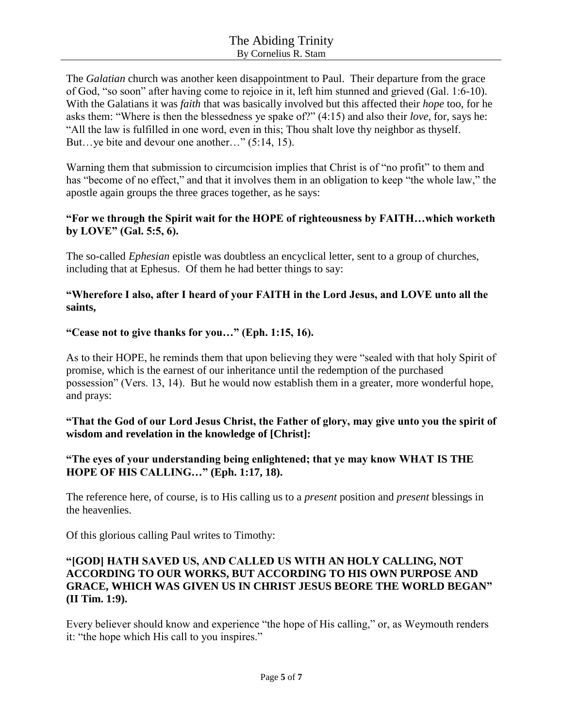The *Galatian* church was another keen disappointment to Paul. Their departure from the grace of God, "so soon" after having come to rejoice in it, left him stunned and grieved (Gal. 1:6-10). With the Galatians it was *faith* that was basically involved but this affected their *hope* too, for he asks them: "Where is then the blessedness ye spake of?" (4:15) and also their *love*, for, says he: "All the law is fulfilled in one word, even in this; Thou shalt love thy neighbor as thyself. But…ye bite and devour one another…" (5:14, 15).

Warning them that submission to circumcision implies that Christ is of "no profit" to them and has "become of no effect," and that it involves them in an obligation to keep "the whole law," the apostle again groups the three graces together, as he says:

**"For we through the Spirit wait for the HOPE of righteousness by FAITH…which worketh by LOVE" (Gal. 5:5, 6).**

The so-called *Ephesian* epistle was doubtless an encyclical letter, sent to a group of churches, including that at Ephesus. Of them he had better things to say:

**"Wherefore I also, after I heard of your FAITH in the Lord Jesus, and LOVE unto all the saints,**

**"Cease not to give thanks for you…" (Eph. 1:15, 16).**

As to their HOPE, he reminds them that upon believing they were "sealed with that holy Spirit of promise, which is the earnest of our inheritance until the redemption of the purchased possession" (Vers. 13, 14). But he would now establish them in a greater, more wonderful hope, and prays:

**"That the God of our Lord Jesus Christ, the Father of glory, may give unto you the spirit of wisdom and revelation in the knowledge of [Christ]:**

**"The eyes of your understanding being enlightened; that ye may know WHAT IS THE HOPE OF HIS CALLING…" (Eph. 1:17, 18).**

The reference here, of course, is to His calling us to a *present* position and *present* blessings in the heavenlies.

Of this glorious calling Paul writes to Timothy:

**"[GOD] HATH SAVED US, AND CALLED US WITH AN HOLY CALLING, NOT ACCORDING TO OUR WORKS, BUT ACCORDING TO HIS OWN PURPOSE AND GRACE, WHICH WAS GIVEN US IN CHRIST JESUS BEORE THE WORLD BEGAN" (II Tim. 1:9).**

Every believer should know and experience "the hope of His calling," or, as Weymouth renders it: "the hope which His call to you inspires."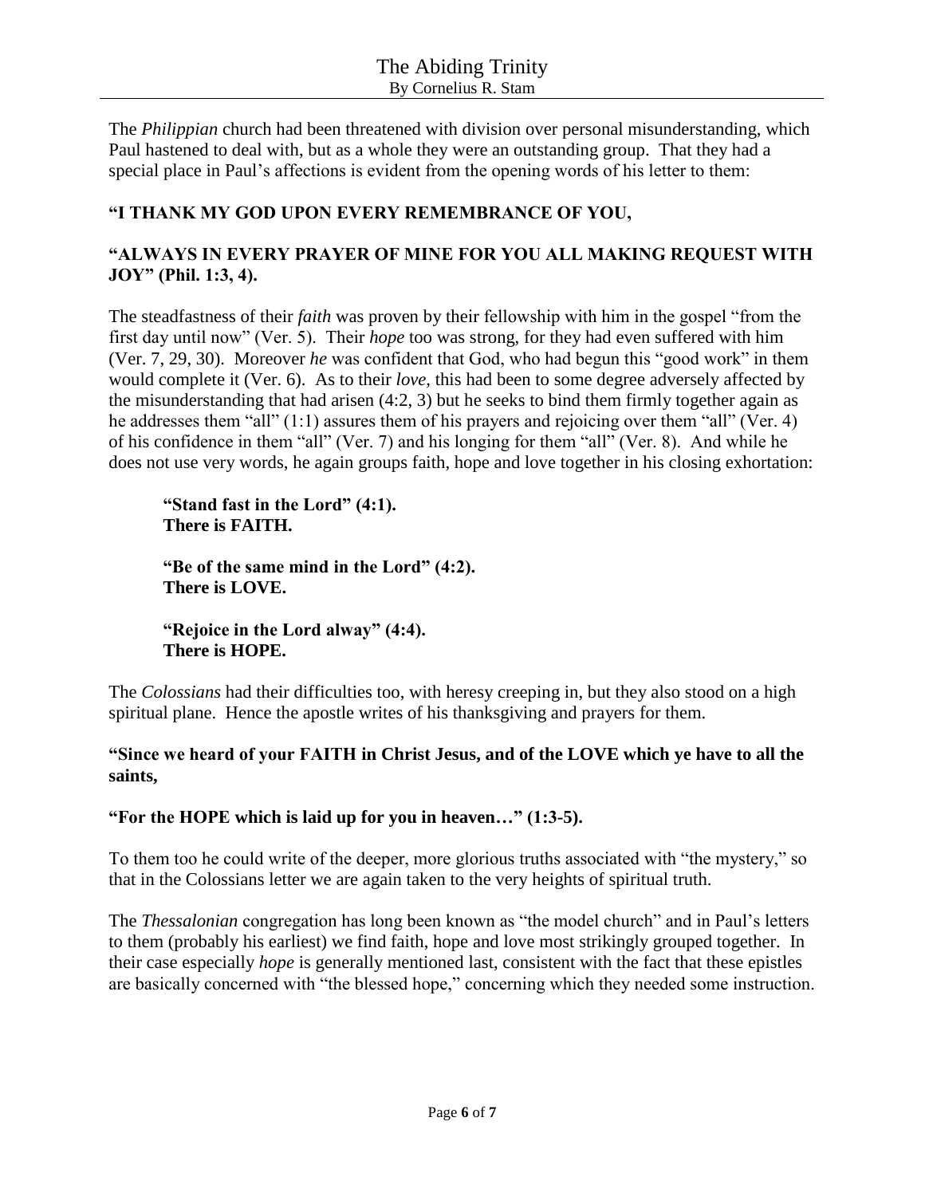The *Philippian* church had been threatened with division over personal misunderstanding, which Paul hastened to deal with, but as a whole they were an outstanding group. That they had a special place in Paul's affections is evident from the opening words of his letter to them:

**"I THANK MY GOD UPON EVERY REMEMBRANCE OF YOU,**

**"ALWAYS IN EVERY PRAYER OF MINE FOR YOU ALL MAKING REQUEST WITH JOY" (Phil. 1:3, 4).**

The steadfastness of their *faith* was proven by their fellowship with him in the gospel "from the first day until now" (Ver. 5). Their *hope* too was strong, for they had even suffered with him (Ver. 7, 29, 30). Moreover *he* was confident that God, who had begun this "good work" in them would complete it (Ver. 6). As to their *love*, this had been to some degree adversely affected by the misunderstanding that had arisen (4:2, 3) but he seeks to bind them firmly together again as he addresses them "all" (1:1) assures them of his prayers and rejoicing over them "all" (Ver. 4) of his confidence in them "all" (Ver. 7) and his longing for them "all" (Ver. 8). And while he does not use very words, he again groups faith, hope and love together in his closing exhortation:

> **"Stand fast in the Lord" (4:1).**
> **There is FAITH.**
>
> **"Be of the same mind in the Lord" (4:2).**
> **There is LOVE.**
>
> **"Rejoice in the Lord alway" (4:4).**
> **There is HOPE.**

The *Colossians* had their difficulties too, with heresy creeping in, but they also stood on a high spiritual plane. Hence the apostle writes of his thanksgiving and prayers for them.

**"Since we heard of your FAITH in Christ Jesus, and of the LOVE which ye have to all the saints,**

**"For the HOPE which is laid up for you in heaven…" (1:3-5).**

To them too he could write of the deeper, more glorious truths associated with "the mystery," so that in the Colossians letter we are again taken to the very heights of spiritual truth.

The *Thessalonian* congregation has long been known as "the model church" and in Paul's letters to them (probably his earliest) we find faith, hope and love most strikingly grouped together. In their case especially *hope* is generally mentioned last, consistent with the fact that these epistles are basically concerned with "the blessed hope," concerning which they needed some instruction.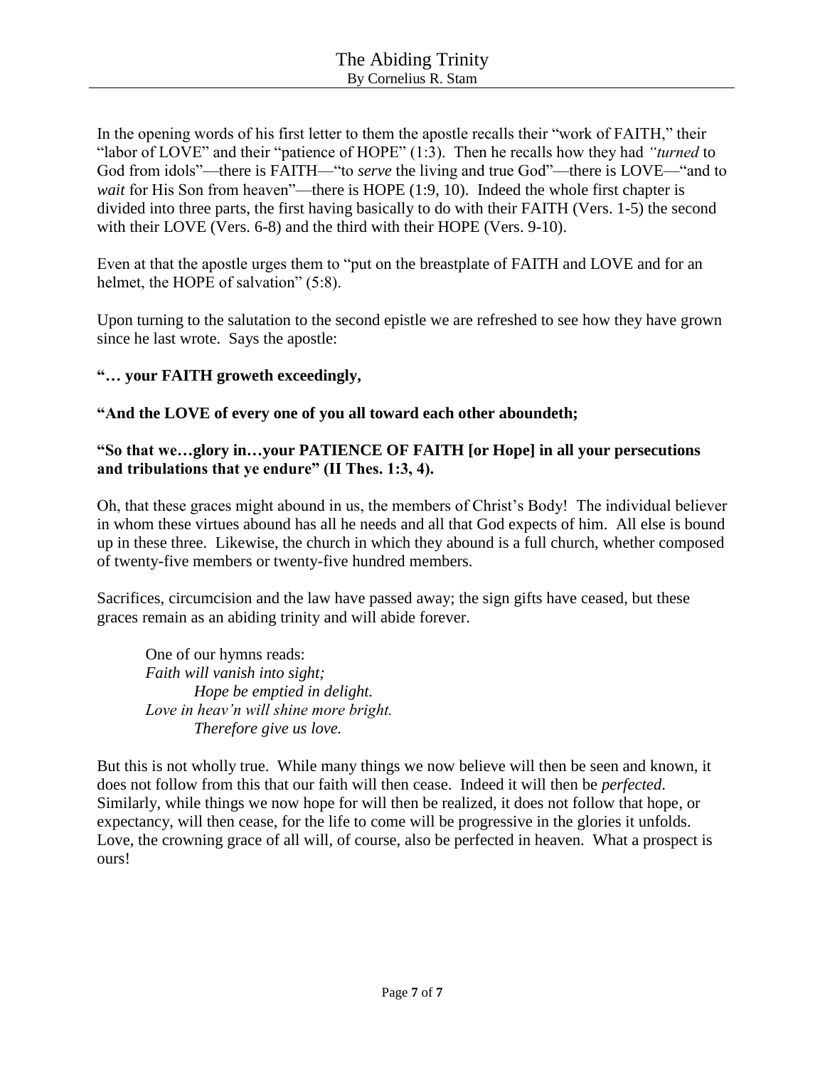In the opening words of his first letter to them the apostle recalls their "work of FAITH," their "labor of LOVE" and their "patience of HOPE" (1:3). Then he recalls how they had *"turned* to God from idols"—there is FAITH—"to *serve* the living and true God"—there is LOVE—"and to *wait* for His Son from heaven"—there is HOPE (1:9, 10). Indeed the whole first chapter is divided into three parts, the first having basically to do with their FAITH (Vers. 1-5) the second with their LOVE (Vers. 6-8) and the third with their HOPE (Vers. 9-10).

Even at that the apostle urges them to "put on the breastplate of FAITH and LOVE and for an helmet, the HOPE of salvation" (5:8).

Upon turning to the salutation to the second epistle we are refreshed to see how they have grown since he last wrote. Says the apostle:

**"… your FAITH groweth exceedingly,**

**"And the LOVE of every one of you all toward each other aboundeth;**

**"So that we…glory in…your PATIENCE OF FAITH [or Hope] in all your persecutions and tribulations that ye endure" (II Thes. 1:3, 4).**

Oh, that these graces might abound in us, the members of Christ's Body! The individual believer in whom these virtues abound has all he needs and all that God expects of him. All else is bound up in these three. Likewise, the church in which they abound is a full church, whether composed of twenty-five members or twenty-five hundred members.

Sacrifices, circumcision and the law have passed away; the sign gifts have ceased, but these graces remain as an abiding trinity and will abide forever.

> One of our hymns reads:
> *Faith will vanish into sight;*
> *Hope be emptied in delight.*
> *Love in heav'n will shine more bright.*
> *Therefore give us love.*

But this is not wholly true. While many things we now believe will then be seen and known, it does not follow from this that our faith will then cease. Indeed it will then be *perfected*. Similarly, while things we now hope for will then be realized, it does not follow that hope, or expectancy, will then cease, for the life to come will be progressive in the glories it unfolds. Love, the crowning grace of all will, of course, also be perfected in heaven. What a prospect is ours!